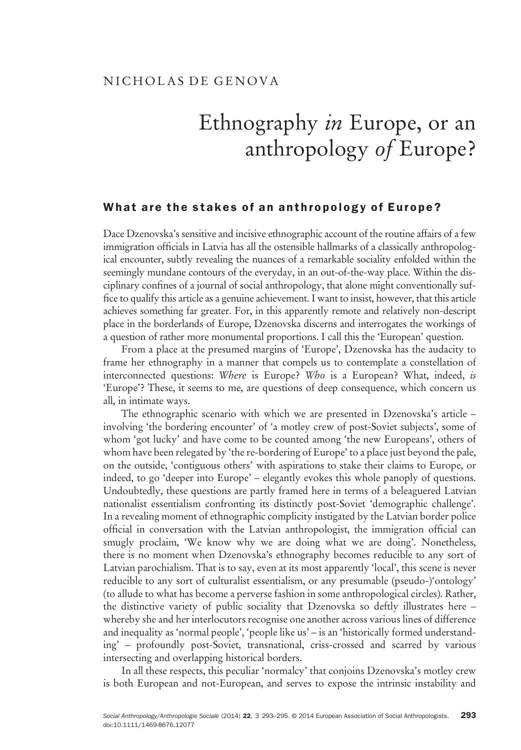NICHOLAS DE GENOVA

# Ethnography *in* Europe, or an anthropology *of* Europe?

## What are the stakes of an anthropology of Europe?

Dace Dzenovska's sensitive and incisive ethnographic account of the routine affairs of a few immigration officials in Latvia has all the ostensible hallmarks of a classically anthropological encounter, subtly revealing the nuances of a remarkable sociality enfolded within the seemingly mundane contours of the everyday, in an out-of-the-way place. Within the disciplinary confines of a journal of social anthropology, that alone might conventionally suffice to qualify this article as a genuine achievement. I want to insist, however, that this article achieves something far greater. For, in this apparently remote and relatively non-descript place in the borderlands of Europe, Dzenovska discerns and interrogates the workings of a question of rather more monumental proportions. I call this the 'European' question.

From a place at the presumed margins of 'Europe', Dzenovska has the audacity to frame her ethnography in a manner that compels us to contemplate a constellation of interconnected questions: *Where* is Europe? *Who* is a European? What, indeed, *is* 'Europe'? These, it seems to me, are questions of deep consequence, which concern us all, in intimate ways.

The ethnographic scenario with which we are presented in Dzenovska's article – involving 'the bordering encounter' of 'a motley crew of post-Soviet subjects', some of whom 'got lucky' and have come to be counted among 'the new Europeans', others of whom have been relegated by 'the re-bordering of Europe' to a place just beyond the pale, on the outside, 'contiguous others' with aspirations to stake their claims to Europe, or indeed, to go 'deeper into Europe' – elegantly evokes this whole panoply of questions. Undoubtedly, these questions are partly framed here in terms of a beleaguered Latvian nationalist essentialism confronting its distinctly post-Soviet 'demographic challenge'. In a revealing moment of ethnographic complicity instigated by the Latvian border police official in conversation with the Latvian anthropologist, the immigration official can smugly proclaim, 'We know why we are doing what we are doing'. Nonetheless, there is no moment when Dzenovska's ethnography becomes reducible to any sort of Latvian parochialism. That is to say, even at its most apparently 'local', this scene is never reducible to any sort of culturalist essentialism, or any presumable (pseudo-)'ontology' (to allude to what has become a perverse fashion in some anthropological circles). Rather, the distinctive variety of public sociality that Dzenovska so deftly illustrates here – whereby she and her interlocutors recognise one another across various lines of difference and inequality as 'normal people', 'people like us' – is an 'historically formed understanding' – profoundly post-Soviet, transnational, criss-crossed and scarred by various intersecting and overlapping historical borders.

In all these respects, this peculiar 'normalcy' that conjoins Dzenovska's motley crew is both European and not-European, and serves to expose the intrinsic instability and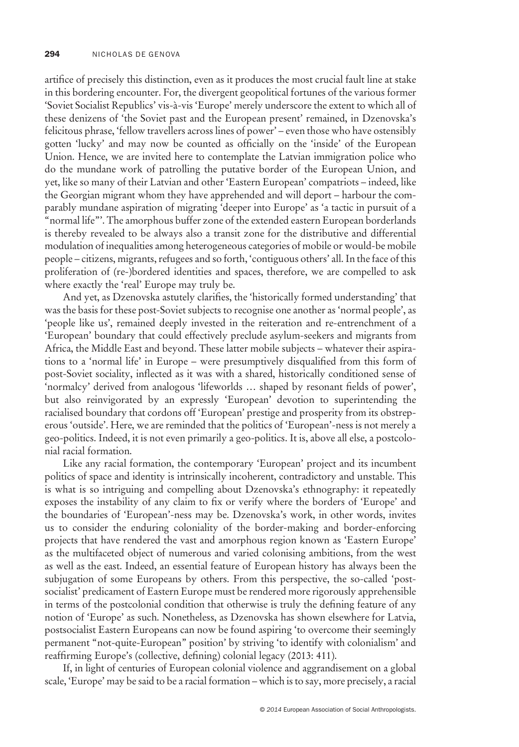artifice of precisely this distinction, even as it produces the most crucial fault line at stake in this bordering encounter. For, the divergent geopolitical fortunes of the various former 'Soviet Socialist Republics' vis-à-vis 'Europe' merely underscore the extent to which all of these denizens of 'the Soviet past and the European present' remained, in Dzenovska's felicitous phrase, 'fellow travellers across lines of power' – even those who have ostensibly gotten 'lucky' and may now be counted as officially on the 'inside' of the European Union. Hence, we are invited here to contemplate the Latvian immigration police who do the mundane work of patrolling the putative border of the European Union, and yet, like so many of their Latvian and other 'Eastern European' compatriots – indeed, like the Georgian migrant whom they have apprehended and will deport – harbour the comparably mundane aspiration of migrating 'deeper into Europe' as 'a tactic in pursuit of a "normal life"'. The amorphous buffer zone of the extended eastern European borderlands is thereby revealed to be always also a transit zone for the distributive and differential modulation of inequalities among heterogeneous categories of mobile or would-be mobile people – citizens, migrants, refugees and so forth, 'contiguous others' all. In the face of this proliferation of (re-)bordered identities and spaces, therefore, we are compelled to ask where exactly the 'real' Europe may truly be.

And yet, as Dzenovska astutely clarifies, the 'historically formed understanding' that was the basis for these post-Soviet subjects to recognise one another as 'normal people', as 'people like us', remained deeply invested in the reiteration and re-entrenchment of a 'European' boundary that could effectively preclude asylum-seekers and migrants from Africa, the Middle East and beyond. These latter mobile subjects – whatever their aspirations to a 'normal life' in Europe – were presumptively disqualified from this form of post-Soviet sociality, inflected as it was with a shared, historically conditioned sense of 'normalcy' derived from analogous 'lifeworlds … shaped by resonant fields of power', but also reinvigorated by an expressly 'European' devotion to superintending the racialised boundary that cordons off 'European' prestige and prosperity from its obstreperous 'outside'. Here, we are reminded that the politics of 'European'-ness is not merely a geo-politics. Indeed, it is not even primarily a geo-politics. It is, above all else, a postcolonial racial formation.

Like any racial formation, the contemporary 'European' project and its incumbent politics of space and identity is intrinsically incoherent, contradictory and unstable. This is what is so intriguing and compelling about Dzenovska's ethnography: it repeatedly exposes the instability of any claim to fix or verify where the borders of 'Europe' and the boundaries of 'European'-ness may be. Dzenovska's work, in other words, invites us to consider the enduring coloniality of the border-making and border-enforcing projects that have rendered the vast and amorphous region known as 'Eastern Europe' as the multifaceted object of numerous and varied colonising ambitions, from the west as well as the east. Indeed, an essential feature of European history has always been the subjugation of some Europeans by others. From this perspective, the so-called 'post-socialist' predicament of Eastern Europe must be rendered more rigorously apprehensible in terms of the postcolonial condition that otherwise is truly the defining feature of any notion of 'Europe' as such. Nonetheless, as Dzenovska has shown elsewhere for Latvia, postsocialist Eastern Europeans can now be found aspiring 'to overcome their seemingly permanent "not-quite-European" position' by striving 'to identify with colonialism' and reaffirming Europe's (collective, defining) colonial legacy (2013: 411).

If, in light of centuries of European colonial violence and aggrandisement on a global scale, 'Europe' may be said to be a racial formation – which is to say, more precisely, a racial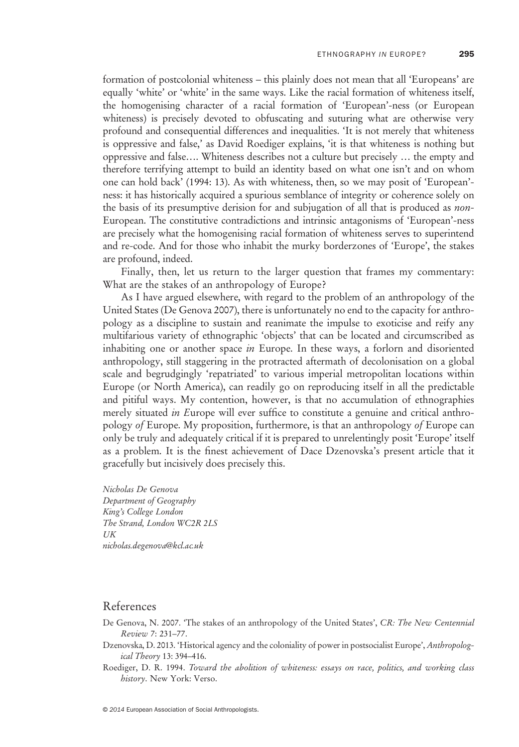formation of postcolonial whiteness – this plainly does not mean that all 'Europeans' are equally 'white' or 'white' in the same ways. Like the racial formation of whiteness itself, the homogenising character of a racial formation of 'European'-ness (or European whiteness) is precisely devoted to obfuscating and suturing what are otherwise very profound and consequential differences and inequalities. 'It is not merely that whiteness is oppressive and false,' as David Roediger explains, 'it is that whiteness is nothing but oppressive and false…. Whiteness describes not a culture but precisely … the empty and therefore terrifying attempt to build an identity based on what one isn't and on whom one can hold back' (1994: 13). As with whiteness, then, so we may posit of 'European'-ness: it has historically acquired a spurious semblance of integrity or coherence solely on the basis of its presumptive derision for and subjugation of all that is produced as *non*-European. The constitutive contradictions and intrinsic antagonisms of 'European'-ness are precisely what the homogenising racial formation of whiteness serves to superintend and re-code. And for those who inhabit the murky borderzones of 'Europe', the stakes are profound, indeed.

Finally, then, let us return to the larger question that frames my commentary: What are the stakes of an anthropology of Europe?

As I have argued elsewhere, with regard to the problem of an anthropology of the United States (De Genova 2007), there is unfortunately no end to the capacity for anthropology as a discipline to sustain and reanimate the impulse to exoticise and reify any multifarious variety of ethnographic 'objects' that can be located and circumscribed as inhabiting one or another space *in* Europe. In these ways, a forlorn and disoriented anthropology, still staggering in the protracted aftermath of decolonisation on a global scale and begrudgingly 'repatriated' to various imperial metropolitan locations within Europe (or North America), can readily go on reproducing itself in all the predictable and pitiful ways. My contention, however, is that no accumulation of ethnographies merely situated *in E*urope will ever suffice to constitute a genuine and critical anthropology *of* Europe. My proposition, furthermore, is that an anthropology *of* Europe can only be truly and adequately critical if it is prepared to unrelentingly posit 'Europe' itself as a problem. It is the finest achievement of Dace Dzenovska's present article that it gracefully but incisively does precisely this.

*Nicholas De Genova*
*Department of Geography*
*King's College London*
*The Strand, London WC2R 2LS*
*UK*
*nicholas.degenova@kcl.ac.uk*

## References

De Genova, N. 2007. 'The stakes of an anthropology of the United States', *CR: The New Centennial Review* 7: 231–77.

Dzenovska, D. 2013. 'Historical agency and the coloniality of power in postsocialist Europe', *Anthropological Theory* 13: 394–416.

Roediger, D. R. 1994. *Toward the abolition of whiteness: essays on race, politics, and working class history*. New York: Verso.